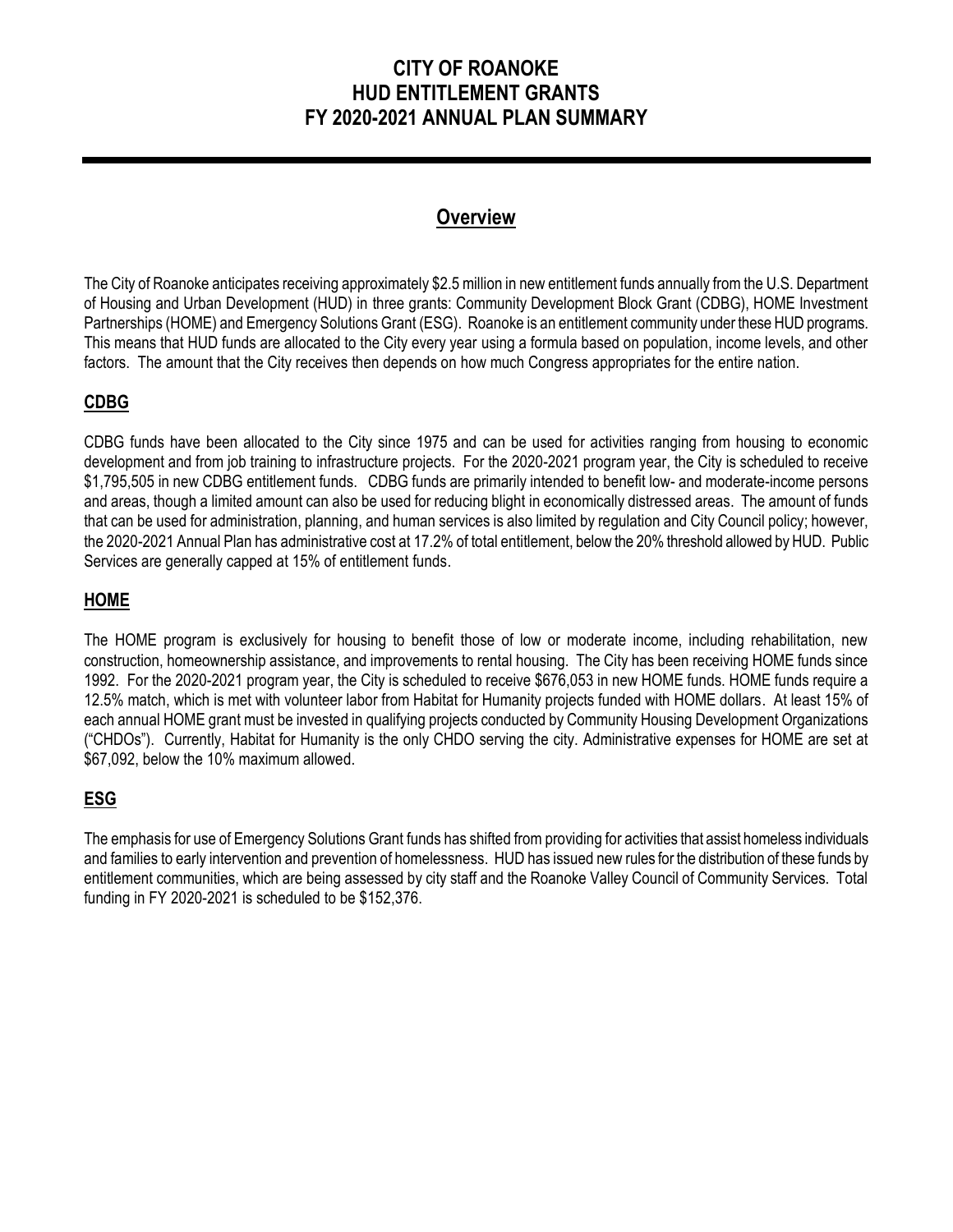# CITY OF ROANOKE
# HUD ENTITLEMENT GRANTS
# FY 2020-2021 ANNUAL PLAN SUMMARY

## Overview

The City of Roanoke anticipates receiving approximately $2.5 million in new entitlement funds annually from the U.S. Department of Housing and Urban Development (HUD) in three grants: Community Development Block Grant (CDBG), HOME Investment Partnerships (HOME) and Emergency Solutions Grant (ESG). Roanoke is an entitlement community under these HUD programs. This means that HUD funds are allocated to the City every year using a formula based on population, income levels, and other factors. The amount that the City receives then depends on how much Congress appropriates for the entire nation.

### CDBG

CDBG funds have been allocated to the City since 1975 and can be used for activities ranging from housing to economic development and from job training to infrastructure projects. For the 2020-2021 program year, the City is scheduled to receive $1,795,505 in new CDBG entitlement funds. CDBG funds are primarily intended to benefit low- and moderate-income persons and areas, though a limited amount can also be used for reducing blight in economically distressed areas. The amount of funds that can be used for administration, planning, and human services is also limited by regulation and City Council policy; however, the 2020-2021 Annual Plan has administrative cost at 17.2% of total entitlement, below the 20% threshold allowed by HUD. Public Services are generally capped at 15% of entitlement funds.

### HOME

The HOME program is exclusively for housing to benefit those of low or moderate income, including rehabilitation, new construction, homeownership assistance, and improvements to rental housing. The City has been receiving HOME funds since 1992. For the 2020-2021 program year, the City is scheduled to receive $676,053 in new HOME funds. HOME funds require a 12.5% match, which is met with volunteer labor from Habitat for Humanity projects funded with HOME dollars. At least 15% of each annual HOME grant must be invested in qualifying projects conducted by Community Housing Development Organizations ("CHDOs"). Currently, Habitat for Humanity is the only CHDO serving the city. Administrative expenses for HOME are set at $67,092, below the 10% maximum allowed.

### ESG

The emphasis for use of Emergency Solutions Grant funds has shifted from providing for activities that assist homeless individuals and families to early intervention and prevention of homelessness. HUD has issued new rules for the distribution of these funds by entitlement communities, which are being assessed by city staff and the Roanoke Valley Council of Community Services. Total funding in FY 2020-2021 is scheduled to be $152,376.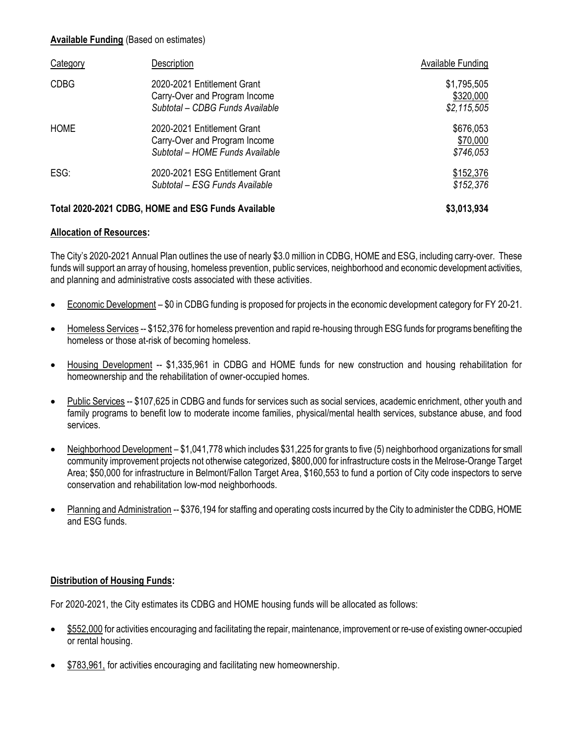**Available Funding** (Based on estimates)

| Category | Description | Available Funding |
|---|---|---|
| CDBG | 2020-2021 Entitlement Grant | $1,795,505 |
| | Carry-Over and Program Income | $320,000 |
| | *Subtotal – CDBG Funds Available* | *$2,115,505* |
| HOME | 2020-2021 Entitlement Grant | $676,053 |
| | Carry-Over and Program Income | $70,000 |
| | *Subtotal – HOME Funds Available* | *$746,053* |
| ESG: | 2020-2021 ESG Entitlement Grant | $152,376 |
| | *Subtotal – ESG Funds Available* | *$152,376* |
| **Total 2020-2021 CDBG, HOME and ESG Funds Available** | | **$3,013,934** |

**Allocation of Resources:**

The City's 2020-2021 Annual Plan outlines the use of nearly $3.0 million in CDBG, HOME and ESG, including carry-over. These funds will support an array of housing, homeless prevention, public services, neighborhood and economic development activities, and planning and administrative costs associated with these activities.

- Economic Development – $0 in CDBG funding is proposed for projects in the economic development category for FY 20-21.
- Homeless Services -- $152,376 for homeless prevention and rapid re-housing through ESG funds for programs benefiting the homeless or those at-risk of becoming homeless.
- Housing Development -- $1,335,961 in CDBG and HOME funds for new construction and housing rehabilitation for homeownership and the rehabilitation of owner-occupied homes.
- Public Services -- $107,625 in CDBG and funds for services such as social services, academic enrichment, other youth and family programs to benefit low to moderate income families, physical/mental health services, substance abuse, and food services.
- Neighborhood Development – $1,041,778 which includes $31,225 for grants to five (5) neighborhood organizations for small community improvement projects not otherwise categorized, $800,000 for infrastructure costs in the Melrose-Orange Target Area; $50,000 for infrastructure in Belmont/Fallon Target Area, $160,553 to fund a portion of City code inspectors to serve conservation and rehabilitation low-mod neighborhoods.
- Planning and Administration -- $376,194 for staffing and operating costs incurred by the City to administer the CDBG, HOME and ESG funds.

**Distribution of Housing Funds:**

For 2020-2021, the City estimates its CDBG and HOME housing funds will be allocated as follows:

- $552,000 for activities encouraging and facilitating the repair, maintenance, improvement or re-use of existing owner-occupied or rental housing.
- $783,961, for activities encouraging and facilitating new homeownership.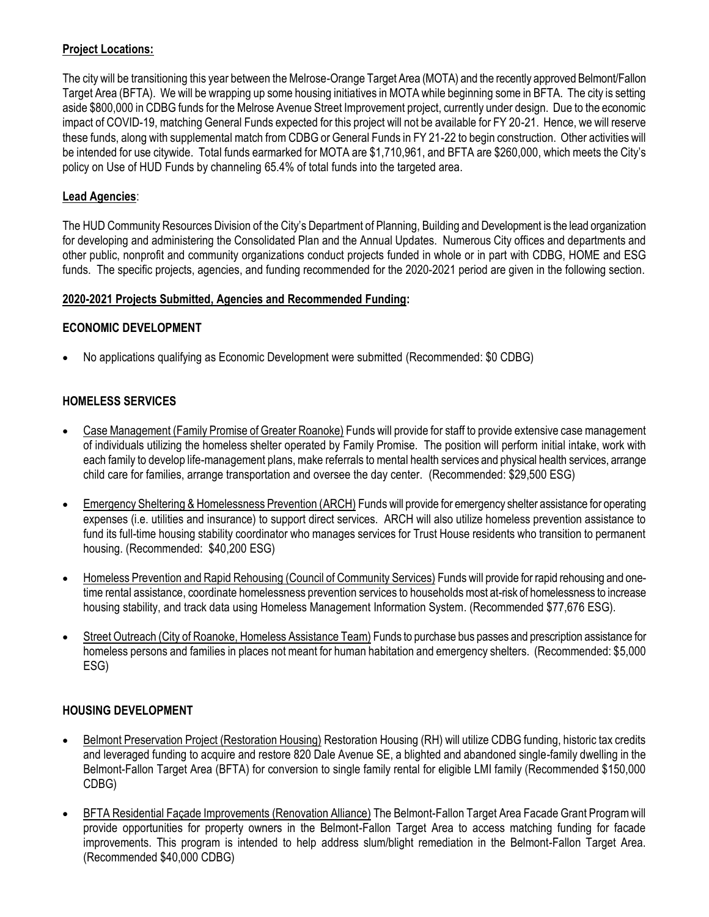**Project Locations:**

The city will be transitioning this year between the Melrose-Orange Target Area (MOTA) and the recently approved Belmont/Fallon Target Area (BFTA). We will be wrapping up some housing initiatives in MOTA while beginning some in BFTA. The city is setting aside $800,000 in CDBG funds for the Melrose Avenue Street Improvement project, currently under design. Due to the economic impact of COVID-19, matching General Funds expected for this project will not be available for FY 20-21. Hence, we will reserve these funds, along with supplemental match from CDBG or General Funds in FY 21-22 to begin construction. Other activities will be intended for use citywide. Total funds earmarked for MOTA are $1,710,961, and BFTA are $260,000, which meets the City's policy on Use of HUD Funds by channeling 65.4% of total funds into the targeted area.

**Lead Agencies**:

The HUD Community Resources Division of the City's Department of Planning, Building and Development is the lead organization for developing and administering the Consolidated Plan and the Annual Updates. Numerous City offices and departments and other public, nonprofit and community organizations conduct projects funded in whole or in part with CDBG, HOME and ESG funds. The specific projects, agencies, and funding recommended for the 2020-2021 period are given in the following section.

**2020-2021 Projects Submitted, Agencies and Recommended Funding:**

**ECONOMIC DEVELOPMENT**

- No applications qualifying as Economic Development were submitted (Recommended: $0 CDBG)

**HOMELESS SERVICES**

- Case Management (Family Promise of Greater Roanoke) Funds will provide for staff to provide extensive case management of individuals utilizing the homeless shelter operated by Family Promise. The position will perform initial intake, work with each family to develop life-management plans, make referrals to mental health services and physical health services, arrange child care for families, arrange transportation and oversee the day center. (Recommended: $29,500 ESG)

- Emergency Sheltering & Homelessness Prevention (ARCH) Funds will provide for emergency shelter assistance for operating expenses (i.e. utilities and insurance) to support direct services. ARCH will also utilize homeless prevention assistance to fund its full-time housing stability coordinator who manages services for Trust House residents who transition to permanent housing. (Recommended: $40,200 ESG)

- Homeless Prevention and Rapid Rehousing (Council of Community Services) Funds will provide for rapid rehousing and one-time rental assistance, coordinate homelessness prevention services to households most at-risk of homelessness to increase housing stability, and track data using Homeless Management Information System. (Recommended $77,676 ESG).

- Street Outreach (City of Roanoke, Homeless Assistance Team) Funds to purchase bus passes and prescription assistance for homeless persons and families in places not meant for human habitation and emergency shelters. (Recommended: $5,000 ESG)

**HOUSING DEVELOPMENT**

- Belmont Preservation Project (Restoration Housing) Restoration Housing (RH) will utilize CDBG funding, historic tax credits and leveraged funding to acquire and restore 820 Dale Avenue SE, a blighted and abandoned single-family dwelling in the Belmont-Fallon Target Area (BFTA) for conversion to single family rental for eligible LMI family (Recommended $150,000 CDBG)

- BFTA Residential Façade Improvements (Renovation Alliance) The Belmont-Fallon Target Area Facade Grant Program will provide opportunities for property owners in the Belmont-Fallon Target Area to access matching funding for facade improvements. This program is intended to help address slum/blight remediation in the Belmont-Fallon Target Area. (Recommended $40,000 CDBG)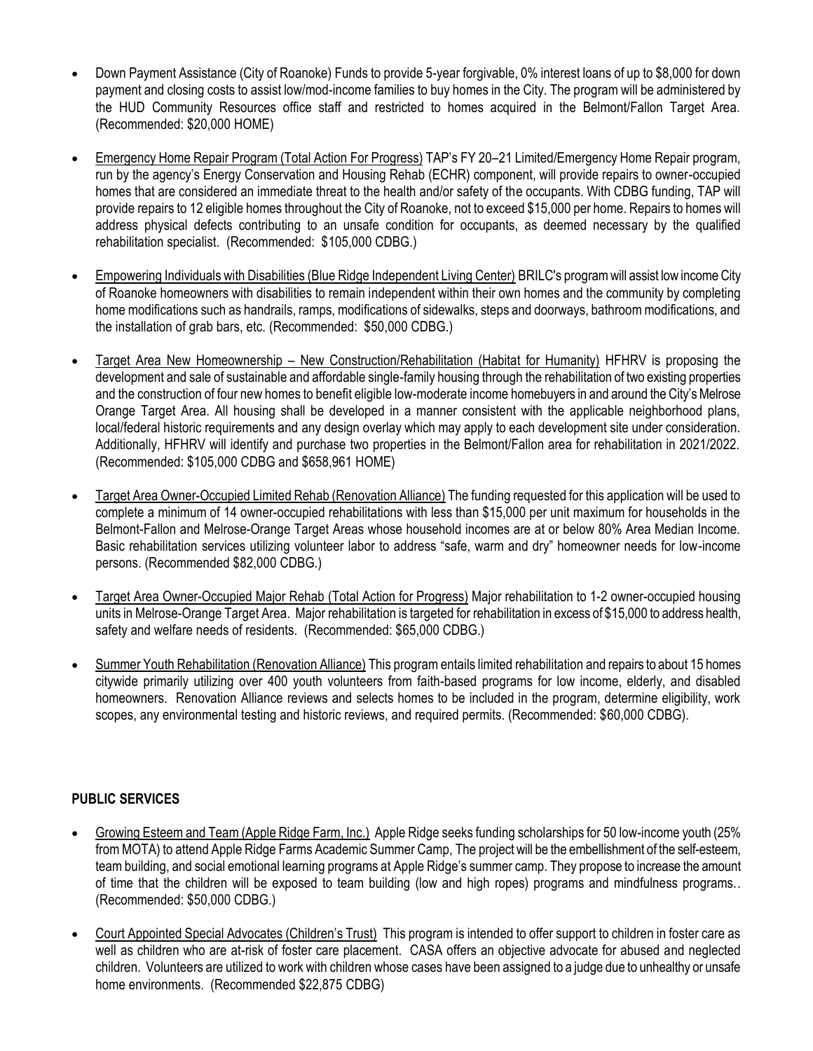- Down Payment Assistance (City of Roanoke) Funds to provide 5-year forgivable, 0% interest loans of up to $8,000 for down payment and closing costs to assist low/mod-income families to buy homes in the City. The program will be administered by the HUD Community Resources office staff and restricted to homes acquired in the Belmont/Fallon Target Area. (Recommended: $20,000 HOME)

- Emergency Home Repair Program (Total Action For Progress) TAP's FY 20–21 Limited/Emergency Home Repair program, run by the agency's Energy Conservation and Housing Rehab (ECHR) component, will provide repairs to owner-occupied homes that are considered an immediate threat to the health and/or safety of the occupants. With CDBG funding, TAP will provide repairs to 12 eligible homes throughout the City of Roanoke, not to exceed $15,000 per home. Repairs to homes will address physical defects contributing to an unsafe condition for occupants, as deemed necessary by the qualified rehabilitation specialist. (Recommended: $105,000 CDBG.)

- Empowering Individuals with Disabilities (Blue Ridge Independent Living Center) BRILC's program will assist low income City of Roanoke homeowners with disabilities to remain independent within their own homes and the community by completing home modifications such as handrails, ramps, modifications of sidewalks, steps and doorways, bathroom modifications, and the installation of grab bars, etc. (Recommended: $50,000 CDBG.)

- Target Area New Homeownership – New Construction/Rehabilitation (Habitat for Humanity) HFHRV is proposing the development and sale of sustainable and affordable single-family housing through the rehabilitation of two existing properties and the construction of four new homes to benefit eligible low-moderate income homebuyers in and around the City's Melrose Orange Target Area. All housing shall be developed in a manner consistent with the applicable neighborhood plans, local/federal historic requirements and any design overlay which may apply to each development site under consideration. Additionally, HFHRV will identify and purchase two properties in the Belmont/Fallon area for rehabilitation in 2021/2022. (Recommended: $105,000 CDBG and $658,961 HOME)

- Target Area Owner-Occupied Limited Rehab (Renovation Alliance) The funding requested for this application will be used to complete a minimum of 14 owner-occupied rehabilitations with less than $15,000 per unit maximum for households in the Belmont-Fallon and Melrose-Orange Target Areas whose household incomes are at or below 80% Area Median Income. Basic rehabilitation services utilizing volunteer labor to address "safe, warm and dry" homeowner needs for low-income persons. (Recommended $82,000 CDBG.)

- Target Area Owner-Occupied Major Rehab (Total Action for Progress) Major rehabilitation to 1-2 owner-occupied housing units in Melrose-Orange Target Area. Major rehabilitation is targeted for rehabilitation in excess of $15,000 to address health, safety and welfare needs of residents. (Recommended: $65,000 CDBG.)

- Summer Youth Rehabilitation (Renovation Alliance) This program entails limited rehabilitation and repairs to about 15 homes citywide primarily utilizing over 400 youth volunteers from faith-based programs for low income, elderly, and disabled homeowners. Renovation Alliance reviews and selects homes to be included in the program, determine eligibility, work scopes, any environmental testing and historic reviews, and required permits. (Recommended: $60,000 CDBG).

**PUBLIC SERVICES**

- Growing Esteem and Team (Apple Ridge Farm, Inc.) Apple Ridge seeks funding scholarships for 50 low-income youth (25% from MOTA) to attend Apple Ridge Farms Academic Summer Camp, The project will be the embellishment of the self-esteem, team building, and social emotional learning programs at Apple Ridge's summer camp. They propose to increase the amount of time that the children will be exposed to team building (low and high ropes) programs and mindfulness programs.. (Recommended: $50,000 CDBG.)

- Court Appointed Special Advocates (Children's Trust) This program is intended to offer support to children in foster care as well as children who are at-risk of foster care placement. CASA offers an objective advocate for abused and neglected children. Volunteers are utilized to work with children whose cases have been assigned to a judge due to unhealthy or unsafe home environments. (Recommended $22,875 CDBG)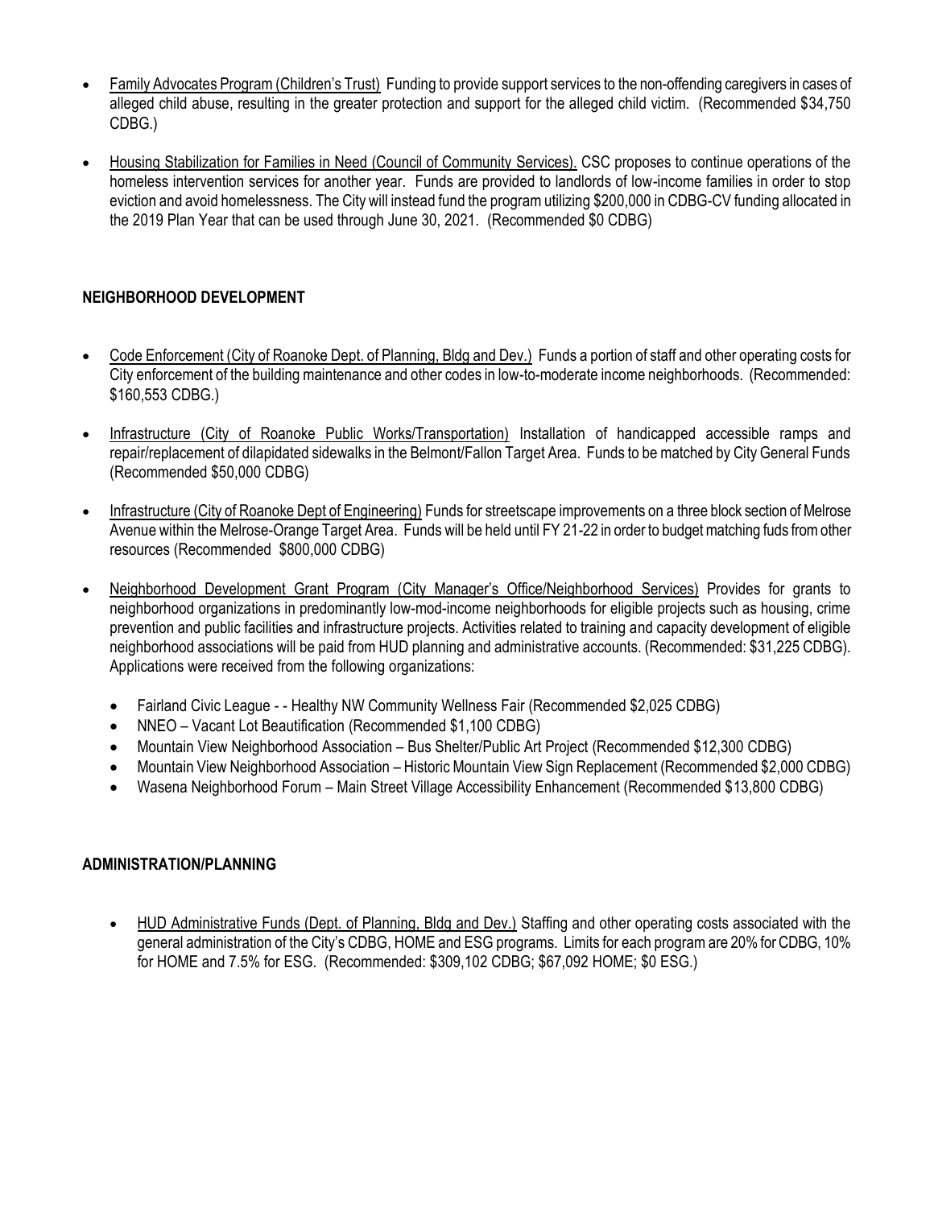- Family Advocates Program (Children's Trust) Funding to provide support services to the non-offending caregivers in cases of alleged child abuse, resulting in the greater protection and support for the alleged child victim. (Recommended $34,750 CDBG.)

- Housing Stabilization for Families in Need (Council of Community Services). CSC proposes to continue operations of the homeless intervention services for another year. Funds are provided to landlords of low-income families in order to stop eviction and avoid homelessness. The City will instead fund the program utilizing $200,000 in CDBG-CV funding allocated in the 2019 Plan Year that can be used through June 30, 2021. (Recommended $0 CDBG)

## NEIGHBORHOOD DEVELOPMENT

- Code Enforcement (City of Roanoke Dept. of Planning, Bldg and Dev.) Funds a portion of staff and other operating costs for City enforcement of the building maintenance and other codes in low-to-moderate income neighborhoods. (Recommended: $160,553 CDBG.)

- Infrastructure (City of Roanoke Public Works/Transportation) Installation of handicapped accessible ramps and repair/replacement of dilapidated sidewalks in the Belmont/Fallon Target Area. Funds to be matched by City General Funds (Recommended $50,000 CDBG)

- Infrastructure (City of Roanoke Dept of Engineering) Funds for streetscape improvements on a three block section of Melrose Avenue within the Melrose-Orange Target Area. Funds will be held until FY 21-22 in order to budget matching fuds from other resources (Recommended $800,000 CDBG)

- Neighborhood Development Grant Program (City Manager's Office/Neighborhood Services) Provides for grants to neighborhood organizations in predominantly low-mod-income neighborhoods for eligible projects such as housing, crime prevention and public facilities and infrastructure projects. Activities related to training and capacity development of eligible neighborhood associations will be paid from HUD planning and administrative accounts. (Recommended: $31,225 CDBG). Applications were received from the following organizations:

  - Fairland Civic League - - Healthy NW Community Wellness Fair (Recommended $2,025 CDBG)
  - NNEO – Vacant Lot Beautification (Recommended $1,100 CDBG)
  - Mountain View Neighborhood Association – Bus Shelter/Public Art Project (Recommended $12,300 CDBG)
  - Mountain View Neighborhood Association – Historic Mountain View Sign Replacement (Recommended $2,000 CDBG)
  - Wasena Neighborhood Forum – Main Street Village Accessibility Enhancement (Recommended $13,800 CDBG)

## ADMINISTRATION/PLANNING

- HUD Administrative Funds (Dept. of Planning, Bldg and Dev.) Staffing and other operating costs associated with the general administration of the City's CDBG, HOME and ESG programs. Limits for each program are 20% for CDBG, 10% for HOME and 7.5% for ESG. (Recommended: $309,102 CDBG; $67,092 HOME; $0 ESG.)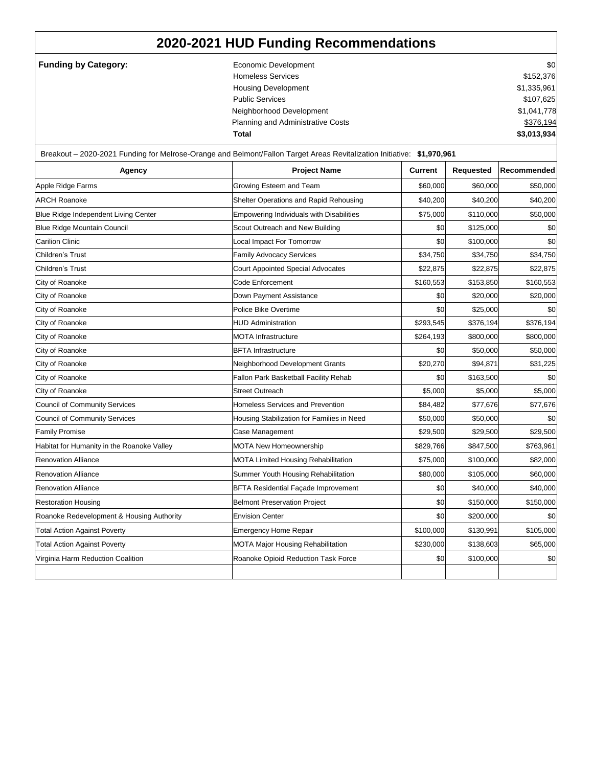# 2020-2021 HUD Funding Recommendations

**Funding by Category:**

| | |
|---|---|
| Economic Development | $0 |
| Homeless Services | $152,376 |
| Housing Development | $1,335,961 |
| Public Services | $107,625 |
| Neighborhood Development | $1,041,778 |
| Planning and Administrative Costs | $376,194 |
| **Total** | **$3,013,934** |

Breakout – 2020-2021 Funding for Melrose-Orange and Belmont/Fallon Target Areas Revitalization Initiative: **$1,970,961**

| Agency | Project Name | Current | Requested | Recommended |
|---|---|---|---|---|
| Apple Ridge Farms | Growing Esteem and Team | $60,000 | $60,000 | $50,000 |
| ARCH Roanoke | Shelter Operations and Rapid Rehousing | $40,200 | $40,200 | $40,200 |
| Blue Ridge Independent Living Center | Empowering Individuals with Disabilities | $75,000 | $110,000 | $50,000 |
| Blue Ridge Mountain Council | Scout Outreach and New Building | $0 | $125,000 | $0 |
| Carilion Clinic | Local Impact For Tomorrow | $0 | $100,000 | $0 |
| Children's Trust | Family Advocacy Services | $34,750 | $34,750 | $34,750 |
| Children's Trust | Court Appointed Special Advocates | $22,875 | $22,875 | $22,875 |
| City of Roanoke | Code Enforcement | $160,553 | $153,850 | $160,553 |
| City of Roanoke | Down Payment Assistance | $0 | $20,000 | $20,000 |
| City of Roanoke | Police Bike Overtime | $0 | $25,000 | $0 |
| City of Roanoke | HUD Administration | $293,545 | $376,194 | $376,194 |
| City of Roanoke | MOTA Infrastructure | $264,193 | $800,000 | $800,000 |
| City of Roanoke | BFTA Infrastructure | $0 | $50,000 | $50,000 |
| City of Roanoke | Neighborhood Development Grants | $20,270 | $94,871 | $31,225 |
| City of Roanoke | Fallon Park Basketball Facility Rehab | $0 | $163,500 | $0 |
| City of Roanoke | Street Outreach | $5,000 | $5,000 | $5,000 |
| Council of Community Services | Homeless Services and Prevention | $84,482 | $77,676 | $77,676 |
| Council of Community Services | Housing Stabilization for Families in Need | $50,000 | $50,000 | $0 |
| Family Promise | Case Management | $29,500 | $29,500 | $29,500 |
| Habitat for Humanity in the Roanoke Valley | MOTA New Homeownership | $829,766 | $847,500 | $763,961 |
| Renovation Alliance | MOTA Limited Housing Rehabilitation | $75,000 | $100,000 | $82,000 |
| Renovation Alliance | Summer Youth Housing Rehabilitation | $80,000 | $105,000 | $60,000 |
| Renovation Alliance | BFTA Residential Façade Improvement | $0 | $40,000 | $40,000 |
| Restoration Housing | Belmont Preservation Project | $0 | $150,000 | $150,000 |
| Roanoke Redevelopment & Housing Authority | Envision Center | $0 | $200,000 | $0 |
| Total Action Against Poverty | Emergency Home Repair | $100,000 | $130,991 | $105,000 |
| Total Action Against Poverty | MOTA Major Housing Rehabilitation | $230,000 | $138,603 | $65,000 |
| Virginia Harm Reduction Coalition | Roanoke Opioid Reduction Task Force | $0 | $100,000 | $0 |